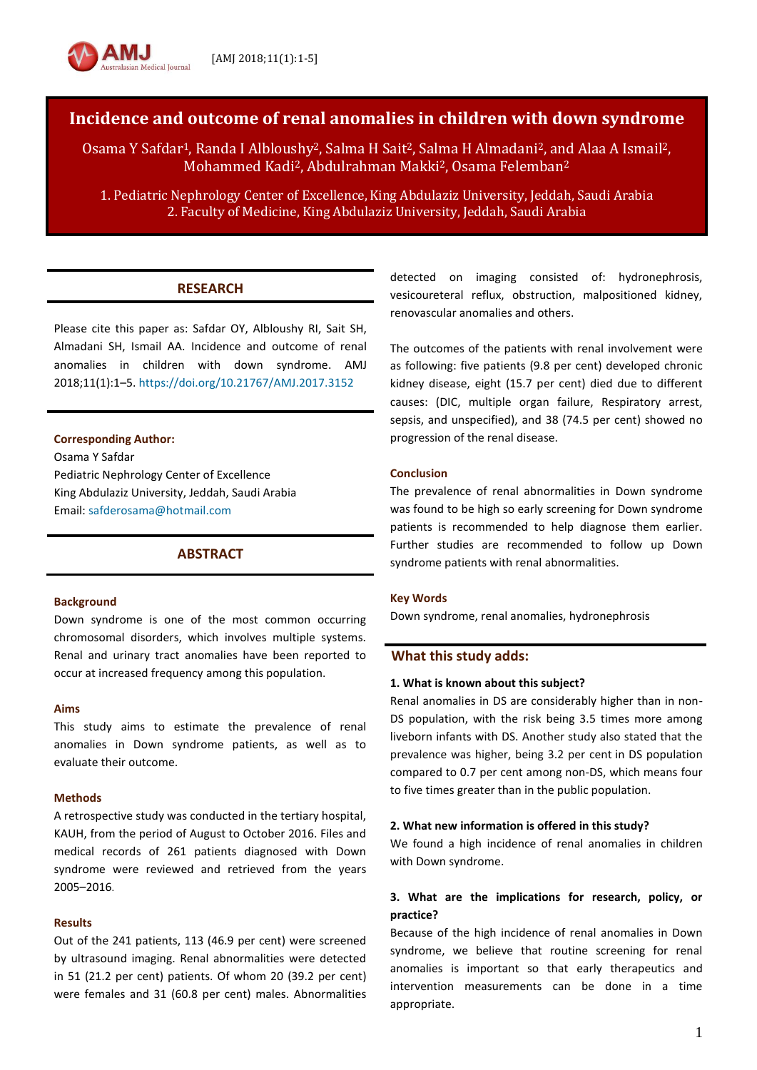# Incidence and outcome of renal anomalies in children with down syndrome

Osama Y Safdar[1], Randa I Albloushy[2], Salma H Sait[2], Salma H Almadani[2], and Alaa A Ismail[2], Mohammed Kadi[2], Abdulrahman Makki[2], Osama Feleman[2]

1. Pediatric Nephrology Center of Excellence, King Abdulaziz University, Jeddah, Saudi Arabia
2. Faculty of Medicine, King Abdulaziz University, Jeddah, Saudi Arabia

## RESEARCH

Please cite this paper as: Safdar OY, Albloushy RI, Sait SH, Almadani SH, Ismail AA. Incidence and outcome of renal anomalies in children with down syndrome. AMJ 2018;11(1):1–5. https://doi.org/10.21767/AMJ.2017.3152

**Corresponding Author:**
Osama Y Safdar
Pediatric Nephrology Center of Excellence
King Abdulaziz University, Jeddah, Saudi Arabia
Email: safderosama@hotmail.com

## ABSTRACT

### Background

Down syndrome is one of the most common occurring chromosomal disorders, which involves multiple systems. Renal and urinary tract anomalies have been reported to occur at increased frequency among this population.

### Aims

This study aims to estimate the prevalence of renal anomalies in Down syndrome patients, as well as to evaluate their outcome.

### Methods

A retrospective study was conducted in the tertiary hospital, KAUH, from the period of August to October 2016. Files and medical records of 261 patients diagnosed with Down syndrome were reviewed and retrieved from the years 2005–2016.

### Results

Out of the 241 patients, 113 (46.9 per cent) were screened by ultrasound imaging. Renal abnormalities were detected in 51 (21.2 per cent) patients. Of whom 20 (39.2 per cent) were females and 31 (60.8 per cent) males. Abnormalities detected on imaging consisted of: hydronephrosis, vesicoureteral reflux, obstruction, malpositioned kidney, renovascular anomalies and others.

The outcomes of the patients with renal involvement were as following: five patients (9.8 per cent) developed chronic kidney disease, eight (15.7 per cent) died due to different causes: (DIC, multiple organ failure, Respiratory arrest, sepsis, and unspecified), and 38 (74.5 per cent) showed no progression of the renal disease.

### Conclusion

The prevalence of renal abnormalities in Down syndrome was found to be high so early screening for Down syndrome patients is recommended to help diagnose them earlier. Further studies are recommended to follow up Down syndrome patients with renal abnormalities.

### Key Words

Down syndrome, renal anomalies, hydronephrosis

## What this study adds:

**1. What is known about this subject?**

Renal anomalies in DS are considerably higher than in non-DS population, with the risk being 3.5 times more among liveborn infants with DS. Another study also stated that the prevalence was higher, being 3.2 per cent in DS population compared to 0.7 per cent among non-DS, which means four to five times greater than in the public population.

**2. What new information is offered in this study?**

We found a high incidence of renal anomalies in children with Down syndrome.

**3. What are the implications for research, policy, or practice?**

Because of the high incidence of renal anomalies in Down syndrome, we believe that routine screening for renal anomalies is important so that early therapeutics and intervention measurements can be done in a time appropriate.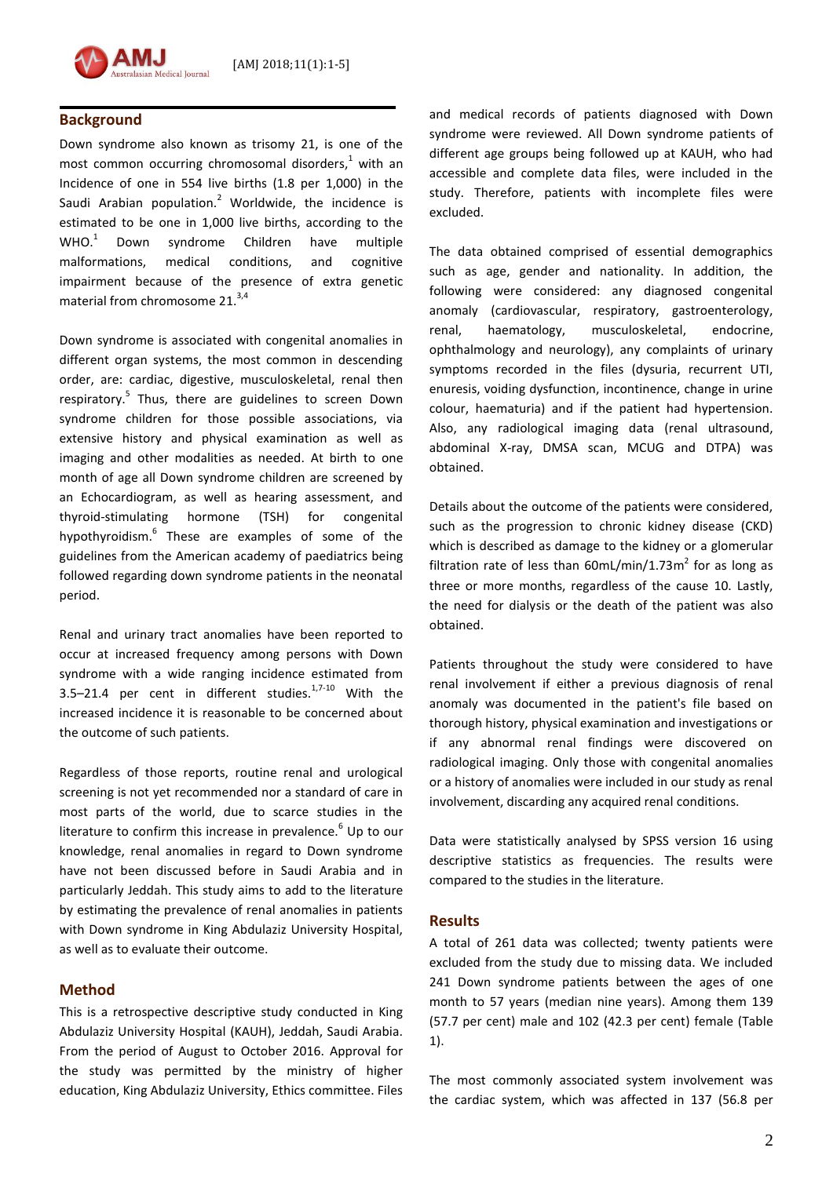## Background

Down syndrome also known as trisomy 21, is one of the most common occurring chromosomal disorders,[1] with an Incidence of one in 554 live births (1.8 per 1,000) in the Saudi Arabian population.[2] Worldwide, the incidence is estimated to be one in 1,000 live births, according to the WHO.[1] Down syndrome Children have multiple malformations, medical conditions, and cognitive impairment because of the presence of extra genetic material from chromosome 21.[3,4]

Down syndrome is associated with congenital anomalies in different organ systems, the most common in descending order, are: cardiac, digestive, musculoskeletal, renal then respiratory.[5] Thus, there are guidelines to screen Down syndrome children for those possible associations, via extensive history and physical examination as well as imaging and other modalities as needed. At birth to one month of age all Down syndrome children are screened by an Echocardiogram, as well as hearing assessment, and thyroid-stimulating hormone (TSH) for congenital hypothyroidism.[6] These are examples of some of the guidelines from the American academy of paediatrics being followed regarding down syndrome patients in the neonatal period.

Renal and urinary tract anomalies have been reported to occur at increased frequency among persons with Down syndrome with a wide ranging incidence estimated from 3.5–21.4 per cent in different studies.[1,7-10] With the increased incidence it is reasonable to be concerned about the outcome of such patients.

Regardless of those reports, routine renal and urological screening is not yet recommended nor a standard of care in most parts of the world, due to scarce studies in the literature to confirm this increase in prevalence.[6] Up to our knowledge, renal anomalies in regard to Down syndrome have not been discussed before in Saudi Arabia and in particularly Jeddah. This study aims to add to the literature by estimating the prevalence of renal anomalies in patients with Down syndrome in King Abdulaziz University Hospital, as well as to evaluate their outcome.

## Method

This is a retrospective descriptive study conducted in King Abdulaziz University Hospital (KAUH), Jeddah, Saudi Arabia. From the period of August to October 2016. Approval for the study was permitted by the ministry of higher education, King Abdulaziz University, Ethics committee. Files and medical records of patients diagnosed with Down syndrome were reviewed. All Down syndrome patients of different age groups being followed up at KAUH, who had accessible and complete data files, were included in the study. Therefore, patients with incomplete files were excluded.

The data obtained comprised of essential demographics such as age, gender and nationality. In addition, the following were considered: any diagnosed congenital anomaly (cardiovascular, respiratory, gastroenterology, renal, haematology, musculoskeletal, endocrine, ophthalmology and neurology), any complaints of urinary symptoms recorded in the files (dysuria, recurrent UTI, enuresis, voiding dysfunction, incontinence, change in urine colour, haematuria) and if the patient had hypertension. Also, any radiological imaging data (renal ultrasound, abdominal X-ray, DMSA scan, MCUG and DTPA) was obtained.

Details about the outcome of the patients were considered, such as the progression to chronic kidney disease (CKD) which is described as damage to the kidney or a glomerular filtration rate of less than 60mL/min/1.73m$^2$ for as long as three or more months, regardless of the cause 10. Lastly, the need for dialysis or the death of the patient was also obtained.

Patients throughout the study were considered to have renal involvement if either a previous diagnosis of renal anomaly was documented in the patient's file based on thorough history, physical examination and investigations or if any abnormal renal findings were discovered on radiological imaging. Only those with congenital anomalies or a history of anomalies were included in our study as renal involvement, discarding any acquired renal conditions.

Data were statistically analysed by SPSS version 16 using descriptive statistics as frequencies. The results were compared to the studies in the literature.

## Results

A total of 261 data was collected; twenty patients were excluded from the study due to missing data. We included 241 Down syndrome patients between the ages of one month to 57 years (median nine years). Among them 139 (57.7 per cent) male and 102 (42.3 per cent) female (Table 1).

The most commonly associated system involvement was the cardiac system, which was affected in 137 (56.8 per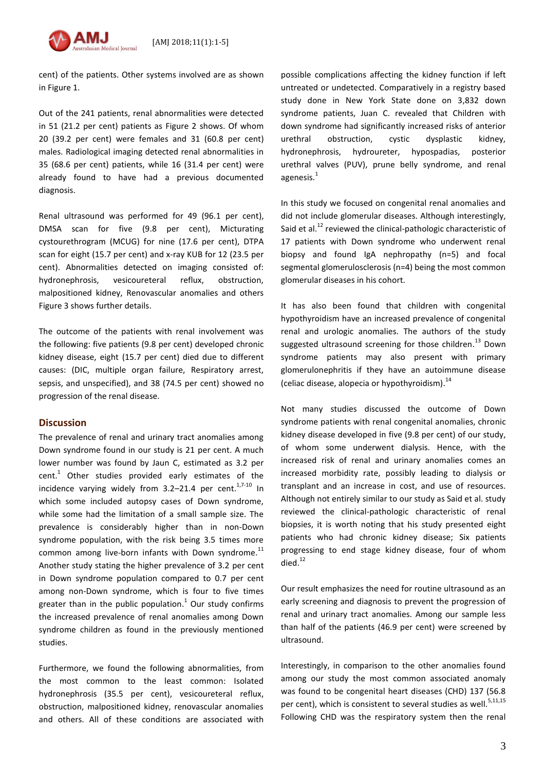cent) of the patients. Other systems involved are as shown in Figure 1.

Out of the 241 patients, renal abnormalities were detected in 51 (21.2 per cent) patients as Figure 2 shows. Of whom 20 (39.2 per cent) were females and 31 (60.8 per cent) males. Radiological imaging detected renal abnormalities in 35 (68.6 per cent) patients, while 16 (31.4 per cent) were already found to have had a previous documented diagnosis.

Renal ultrasound was performed for 49 (96.1 per cent), DMSA scan for five (9.8 per cent), Micturating cystourethrogram (MCUG) for nine (17.6 per cent), DTPA scan for eight (15.7 per cent) and x-ray KUB for 12 (23.5 per cent). Abnormalities detected on imaging consisted of: hydronephrosis, vesicoureteral reflux, obstruction, malpositioned kidney, Renovascular anomalies and others Figure 3 shows further details.

The outcome of the patients with renal involvement was the following: five patients (9.8 per cent) developed chronic kidney disease, eight (15.7 per cent) died due to different causes: (DIC, multiple organ failure, Respiratory arrest, sepsis, and unspecified), and 38 (74.5 per cent) showed no progression of the renal disease.

## Discussion

The prevalence of renal and urinary tract anomalies among Down syndrome found in our study is 21 per cent. A much lower number was found by Jaun C, estimated as 3.2 per cent.[1] Other studies provided early estimates of the incidence varying widely from 3.2–21.4 per cent.[1,7-10] In which some included autopsy cases of Down syndrome, while some had the limitation of a small sample size. The prevalence is considerably higher than in non-Down syndrome population, with the risk being 3.5 times more common among live-born infants with Down syndrome.[11] Another study stating the higher prevalence of 3.2 per cent in Down syndrome population compared to 0.7 per cent among non-Down syndrome, which is four to five times greater than in the public population.[1] Our study confirms the increased prevalence of renal anomalies among Down syndrome children as found in the previously mentioned studies.

Furthermore, we found the following abnormalities, from the most common to the least common: Isolated hydronephrosis (35.5 per cent), vesicoureteral reflux, obstruction, malpositioned kidney, renovascular anomalies and others. All of these conditions are associated with possible complications affecting the kidney function if left untreated or undetected. Comparatively in a registry based study done in New York State done on 3,832 down syndrome patients, Juan C. revealed that Children with down syndrome had significantly increased risks of anterior urethral obstruction, cystic dysplastic kidney, hydronephrosis, hydroureter, hypospadias, posterior urethral valves (PUV), prune belly syndrome, and renal agenesis.[1]

In this study we focused on congenital renal anomalies and did not include glomerular diseases. Although interestingly, Said et al.[12] reviewed the clinical-pathologic characteristic of 17 patients with Down syndrome who underwent renal biopsy and found IgA nephropathy (n=5) and focal segmental glomerulosclerosis (n=4) being the most common glomerular diseases in his cohort.

It has also been found that children with congenital hypothyroidism have an increased prevalence of congenital renal and urologic anomalies. The authors of the study suggested ultrasound screening for those children.[13] Down syndrome patients may also present with primary glomerulonephritis if they have an autoimmune disease (celiac disease, alopecia or hypothyroidism).[14]

Not many studies discussed the outcome of Down syndrome patients with renal congenital anomalies, chronic kidney disease developed in five (9.8 per cent) of our study, of whom some underwent dialysis. Hence, with the increased risk of renal and urinary anomalies comes an increased morbidity rate, possibly leading to dialysis or transplant and an increase in cost, and use of resources. Although not entirely similar to our study as Said et al. study reviewed the clinical-pathologic characteristic of renal biopsies, it is worth noting that his study presented eight patients who had chronic kidney disease; Six patients progressing to end stage kidney disease, four of whom died.[12]

Our result emphasizes the need for routine ultrasound as an early screening and diagnosis to prevent the progression of renal and urinary tract anomalies. Among our sample less than half of the patients (46.9 per cent) were screened by ultrasound.

Interestingly, in comparison to the other anomalies found among our study the most common associated anomaly was found to be congenital heart diseases (CHD) 137 (56.8 per cent), which is consistent to several studies as well.[5,11,15] Following CHD was the respiratory system then the renal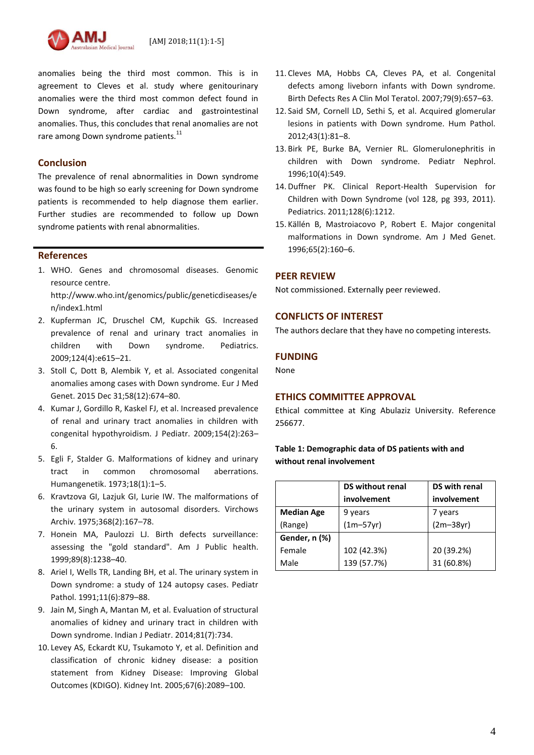anomalies being the third most common. This is in agreement to Cleves et al. study where genitourinary anomalies were the third most common defect found in Down syndrome, after cardiac and gastrointestinal anomalies. Thus, this concludes that renal anomalies are not rare among Down syndrome patients.[11]

## Conclusion

The prevalence of renal abnormalities in Down syndrome was found to be high so early screening for Down syndrome patients is recommended to help diagnose them earlier. Further studies are recommended to follow up Down syndrome patients with renal abnormalities.

## References

1. WHO. Genes and chromosomal diseases. Genomic resource centre. http://www.who.int/genomics/public/geneticdiseases/en/index1.html
2. Kupferman JC, Druschel CM, Kupchik GS. Increased prevalence of renal and urinary tract anomalies in children with Down syndrome. Pediatrics. 2009;124(4):e615–21.
3. Stoll C, Dott B, Alembik Y, et al. Associated congenital anomalies among cases with Down syndrome. Eur J Med Genet. 2015 Dec 31;58(12):674–80.
4. Kumar J, Gordillo R, Kaskel FJ, et al. Increased prevalence of renal and urinary tract anomalies in children with congenital hypothyroidism. J Pediatr. 2009;154(2):263–6.
5. Egli F, Stalder G. Malformations of kidney and urinary tract in common chromosomal aberrations. Humangenetik. 1973;18(1):1–5.
6. Kravtzova GI, Lazjuk GI, Lurie IW. The malformations of the urinary system in autosomal disorders. Virchows Archiv. 1975;368(2):167–78.
7. Honein MA, Paulozzi LJ. Birth defects surveillance: assessing the "gold standard". Am J Public health. 1999;89(8):1238–40.
8. Ariel I, Wells TR, Landing BH, et al. The urinary system in Down syndrome: a study of 124 autopsy cases. Pediatr Pathol. 1991;11(6):879–88.
9. Jain M, Singh A, Mantan M, et al. Evaluation of structural anomalies of kidney and urinary tract in children with Down syndrome. Indian J Pediatr. 2014;81(7):734.
10. Levey AS, Eckardt KU, Tsukamoto Y, et al. Definition and classification of chronic kidney disease: a position statement from Kidney Disease: Improving Global Outcomes (KDIGO). Kidney Int. 2005;67(6):2089–100.
11. Cleves MA, Hobbs CA, Cleves PA, et al. Congenital defects among liveborn infants with Down syndrome. Birth Defects Res A Clin Mol Teratol. 2007;79(9):657–63.
12. Said SM, Cornell LD, Sethi S, et al. Acquired glomerular lesions in patients with Down syndrome. Hum Pathol. 2012;43(1):81–8.
13. Birk PE, Burke BA, Vernier RL. Glomerulonephritis in children with Down syndrome. Pediatr Nephrol. 1996;10(4):549.
14. Duffner PK. Clinical Report-Health Supervision for Children with Down Syndrome (vol 128, pg 393, 2011). Pediatrics. 2011;128(6):1212.
15. Källén B, Mastroiacovo P, Robert E. Major congenital malformations in Down syndrome. Am J Med Genet. 1996;65(2):160–6.

## PEER REVIEW

Not commissioned. Externally peer reviewed.

## CONFLICTS OF INTEREST

The authors declare that they have no competing interests.

## FUNDING

None

## ETHICS COMMITTEE APPROVAL

Ethical committee at King Abulaziz University. Reference 256677.

**Table 1: Demographic data of DS patients with and without renal involvement**

| | DS without renal involvement | DS with renal involvement |
|---|---|---|
| **Median Age** (Range) | 9 years (1m–57yr) | 7 years (2m–38yr) |
| **Gender, n (%)** | | |
| Female | 102 (42.3%) | 20 (39.2%) |
| Male | 139 (57.7%) | 31 (60.8%) |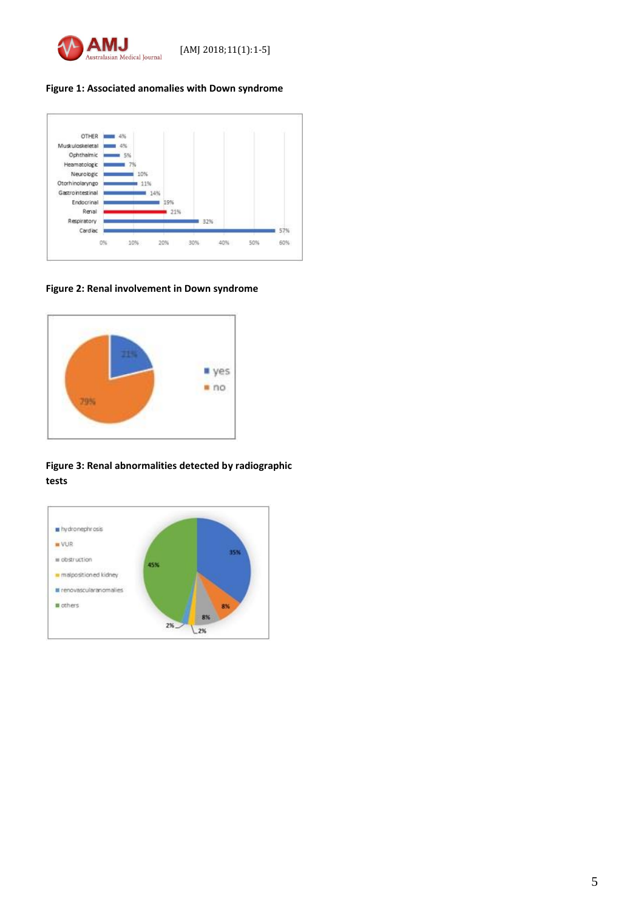**Figure 1: Associated anomalies with Down syndrome**

OTHER 4%
Muskuloskeletal 4%
Ophthalmic 5%
Heamatologic 7%
Neurologic 10%
Otorhinolaryngo 11%
Gastrointestinal 14%
Endocrinal 19%
Renal 21%
Respiratory 32%
Cardiac 57%

0% 10% 20% 30% 40% 50% 60%

**Figure 2: Renal involvement in Down syndrome**

21%
79%
yes
no

**Figure 3: Renal abnormalities detected by radiographic tests**

hydronephrosis
VUR
obstruction
malpositioned kidney
renovascularanomalies
others

35%
8%
8%
2%
2%
45%